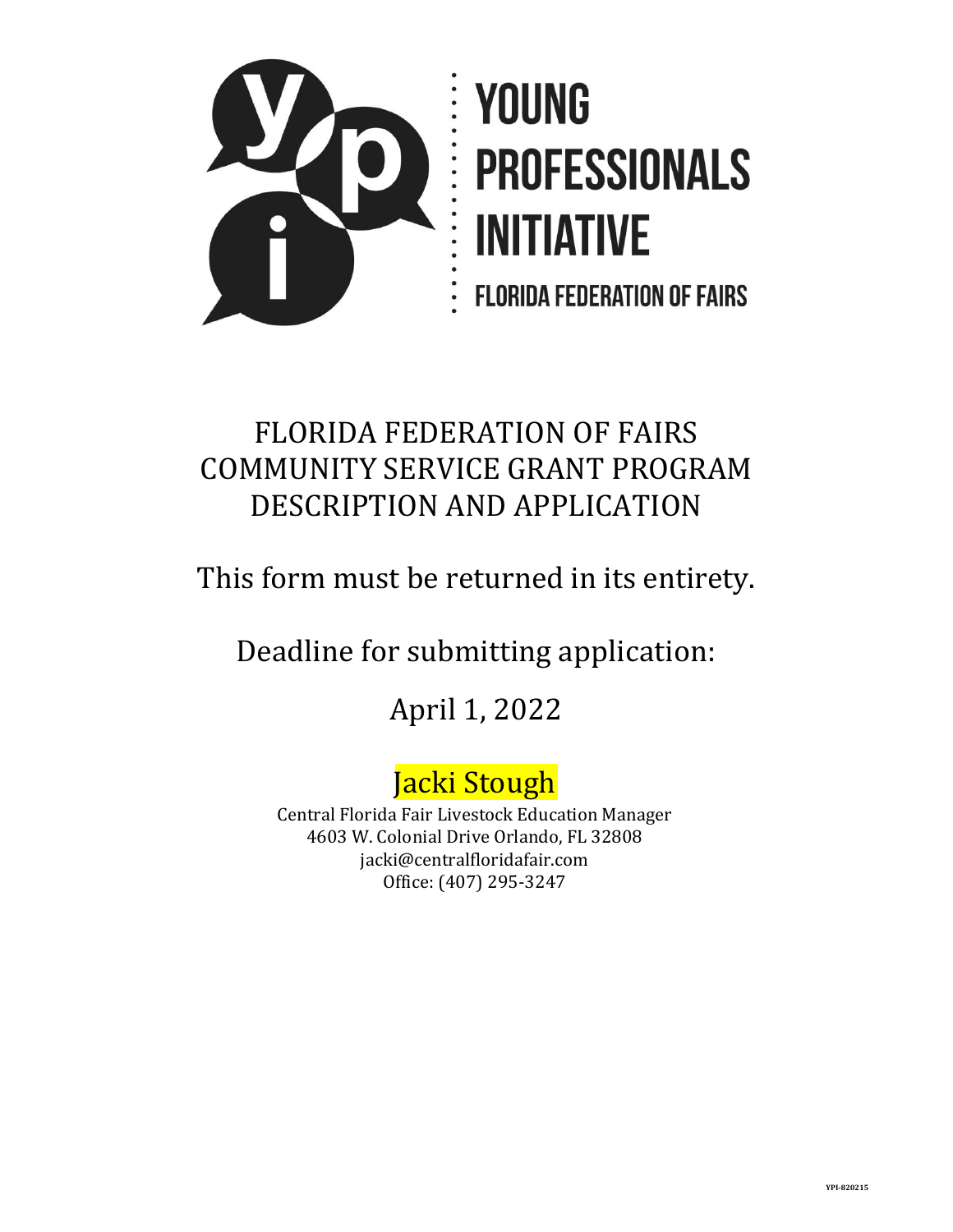# YOUNG PROFESSIONALS INITIATIVE

FLORIDA FEDERATION OF FAIRS

## FLORIDA FEDERATION OF FAIRS COMMUNITY SERVICE GRANT PROGRAM DESCRIPTION AND APPLICATION

This form must be returned in its entirety.

Deadline for submitting application:

April 1, 2022

Jacki Stough

Central Florida Fair Livestock Education Manager
4603 W. Colonial Drive Orlando, FL 32808
jacki@centralfloridafair.com
Office: (407) 295-3247

YPI-820215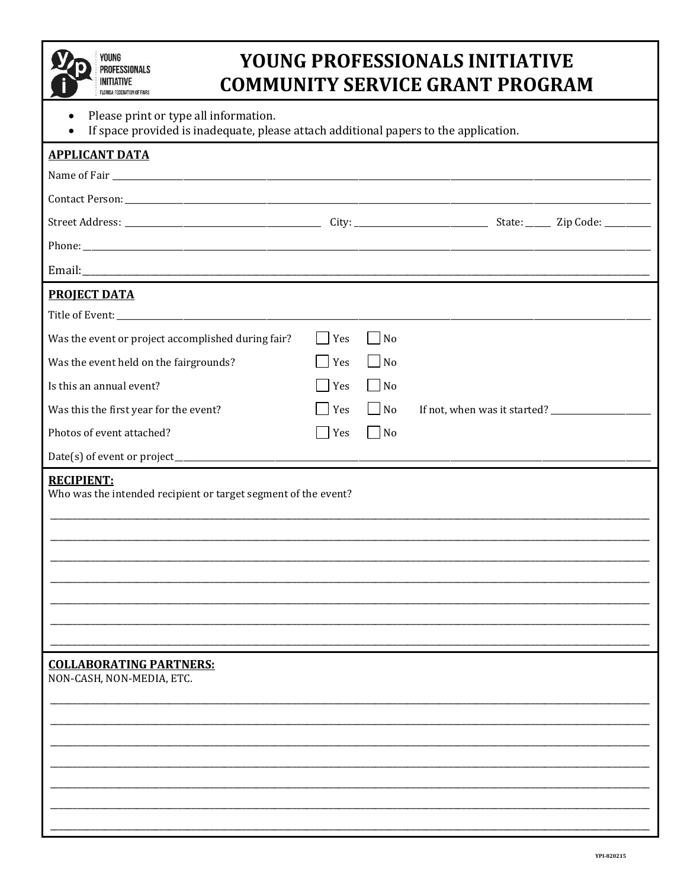# YOUNG PROFESSIONALS INITIATIVE COMMUNITY SERVICE GRANT PROGRAM

- Please print or type all information.
- If space provided is inadequate, please attach additional papers to the application.

## APPLICANT DATA

Name of Fair ____________________________________________

Contact Person: ____________________________________________

Street Address: ______________________ City: ______________ State: _____ Zip Code: _________

Phone: ____________________________________________

Email: ____________________________________________

## PROJECT DATA

Title of Event: ____________________________________________

Was the event or project accomplished during fair? ☐ Yes ☐ No

Was the event held on the fairgrounds? ☐ Yes ☐ No

Is this an annual event? ☐ Yes ☐ No

Was this the first year for the event? ☐ Yes ☐ No If not, when was it started? ______________

Photos of event attached? ☐ Yes ☐ No

Date(s) of event or project ____________________________________________

## RECIPIENT:

Who was the intended recipient or target segment of the event?

____________________________________________

____________________________________________

____________________________________________

____________________________________________

____________________________________________

____________________________________________

____________________________________________

## COLLABORATING PARTNERS:

NON-CASH, NON-MEDIA, ETC.

____________________________________________

____________________________________________

____________________________________________

____________________________________________

____________________________________________

____________________________________________

____________________________________________

YPI-820215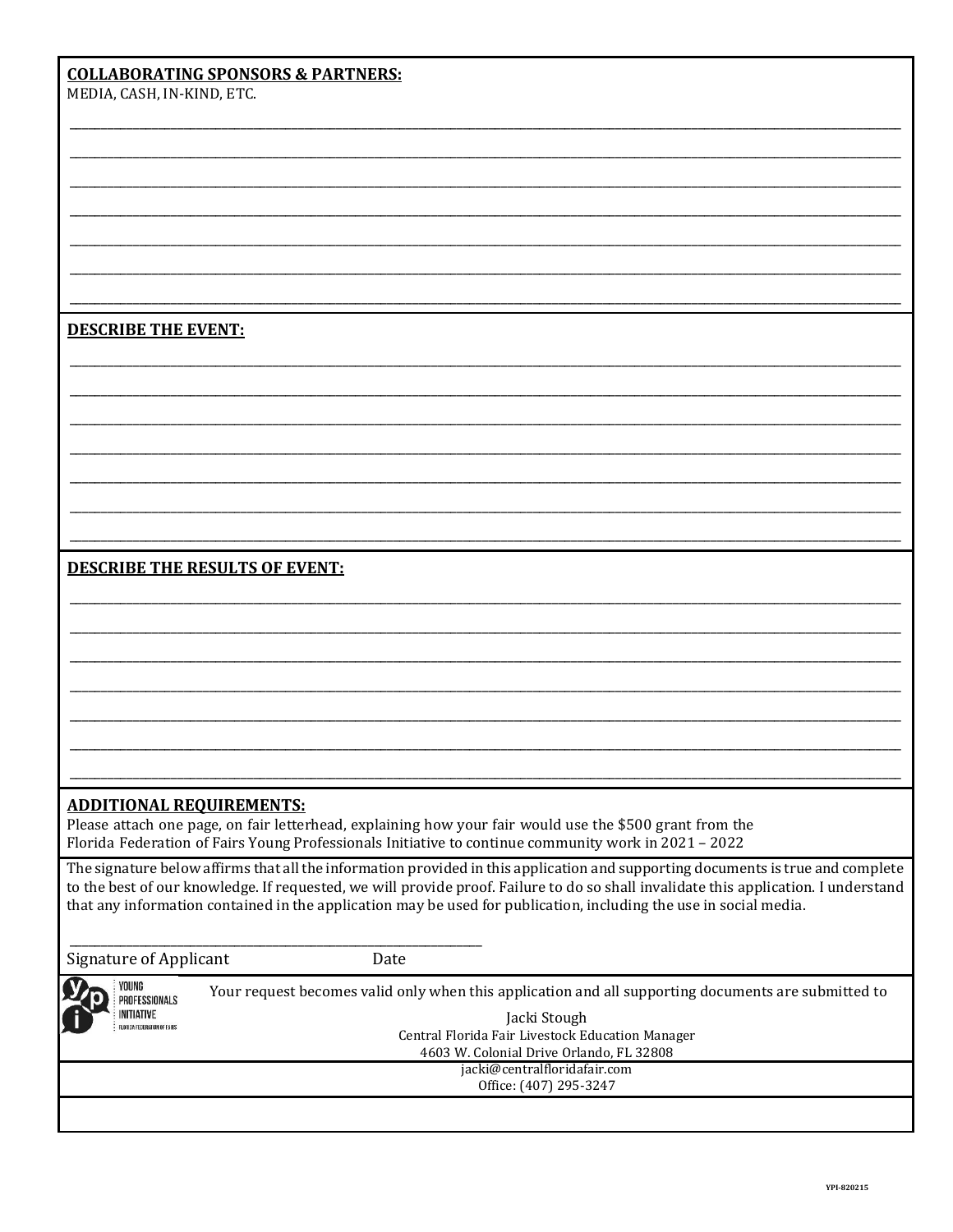**COLLABORATING SPONSORS & PARTNERS:**

MEDIA, CASH, IN-KIND, ETC.

**DESCRIBE THE EVENT:**

**DESCRIBE THE RESULTS OF EVENT:**

**ADDITIONAL REQUIREMENTS:**

Please attach one page, on fair letterhead, explaining how your fair would use the $500 grant from the Florida Federation of Fairs Young Professionals Initiative to continue community work in 2021 – 2022

The signature below affirms that all the information provided in this application and supporting documents is true and complete to the best of our knowledge. If requested, we will provide proof. Failure to do so shall invalidate this application. I understand that any information contained in the application may be used for publication, including the use in social media.

Signature of Applicant　　　　　　Date

YOUNG PROFESSIONALS INITIATIVE
FLORIDA FEDERATION OF FAIRS

Your request becomes valid only when this application and all supporting documents are submitted to

Jacki Stough
Central Florida Fair Livestock Education Manager
4603 W. Colonial Drive Orlando, FL 32808
jacki@centralfloridafair.com
Office: (407) 295-3247

YPI-820215